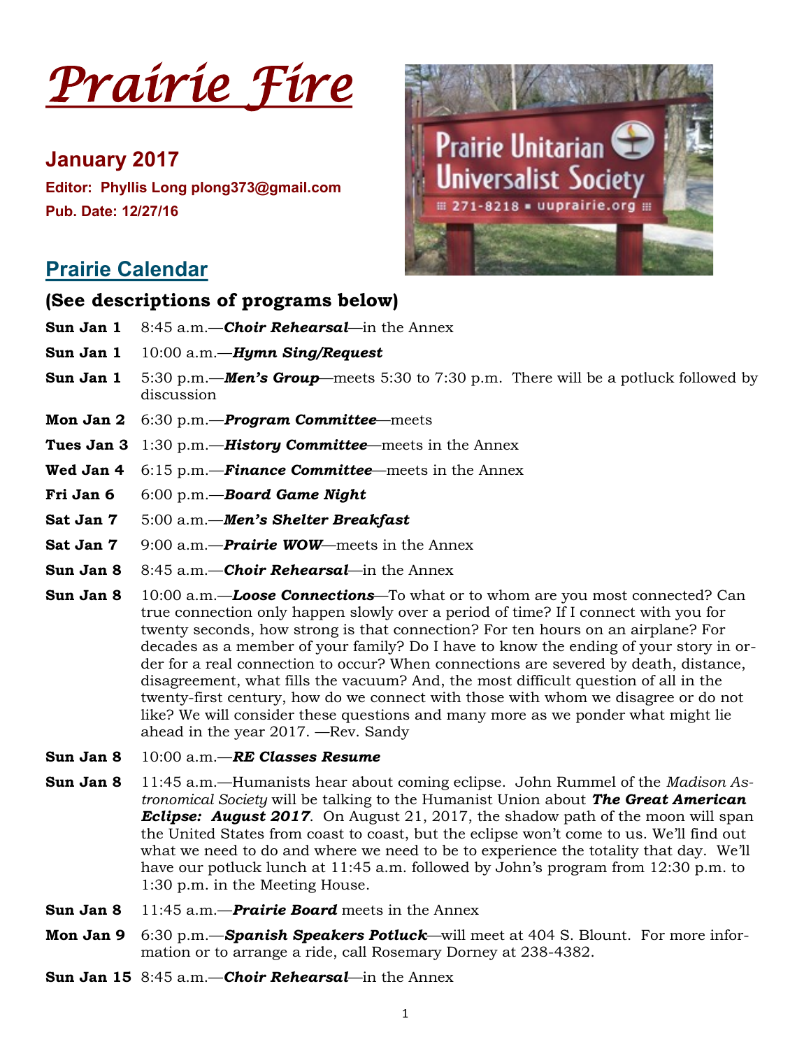# *Prairie Fire*

## January 2017

**Editor: Phyllis Long plong373@gmail.com**

**Pub. Date: 12/27/16**

## Prairie Calendar

### (See descriptions of programs below)

**Sun Jan 1** 8:45 a.m.—***Choir Rehearsal***—in the Annex

**Sun Jan 1** 10:00 a.m.—***Hymn Sing/Request***

**Sun Jan 1** 5:30 p.m.—***Men's Group***—meets 5:30 to 7:30 p.m. There will be a potluck followed by discussion

**Mon Jan 2** 6:30 p.m.—***Program Committee***—meets

**Tues Jan 3** 1:30 p.m.—***History Committee***—meets in the Annex

**Wed Jan 4** 6:15 p.m.—***Finance Committee***—meets in the Annex

**Fri Jan 6** 6:00 p.m.—***Board Game Night***

**Sat Jan 7** 5:00 a.m.—***Men's Shelter Breakfast***

**Sat Jan 7** 9:00 a.m.—***Prairie WOW***—meets in the Annex

**Sun Jan 8** 8:45 a.m.—***Choir Rehearsal***—in the Annex

**Sun Jan 8** 10:00 a.m.—***Loose Connections***—To what or to whom are you most connected? Can true connection only happen slowly over a period of time? If I connect with you for twenty seconds, how strong is that connection? For ten hours on an airplane? For decades as a member of your family? Do I have to know the ending of your story in order for a real connection to occur? When connections are severed by death, distance, disagreement, what fills the vacuum? And, the most difficult question of all in the twenty-first century, how do we connect with those with whom we disagree or do not like? We will consider these questions and many more as we ponder what might lie ahead in the year 2017. —Rev. Sandy

**Sun Jan 8** 10:00 a.m.—***RE Classes Resume***

**Sun Jan 8** 11:45 a.m.—Humanists hear about coming eclipse. John Rummel of the *Madison Astronomical Society* will be talking to the Humanist Union about ***The Great American Eclipse: August 2017***. On August 21, 2017, the shadow path of the moon will span the United States from coast to coast, but the eclipse won't come to us. We'll find out what we need to do and where we need to be to experience the totality that day. We'll have our potluck lunch at 11:45 a.m. followed by John's program from 12:30 p.m. to 1:30 p.m. in the Meeting House.

**Sun Jan 8** 11:45 a.m.—***Prairie Board*** meets in the Annex

**Mon Jan 9** 6:30 p.m.—***Spanish Speakers Potluck***—will meet at 404 S. Blount. For more information or to arrange a ride, call Rosemary Dorney at 238-4382.

**Sun Jan 15** 8:45 a.m.—***Choir Rehearsal***—in the Annex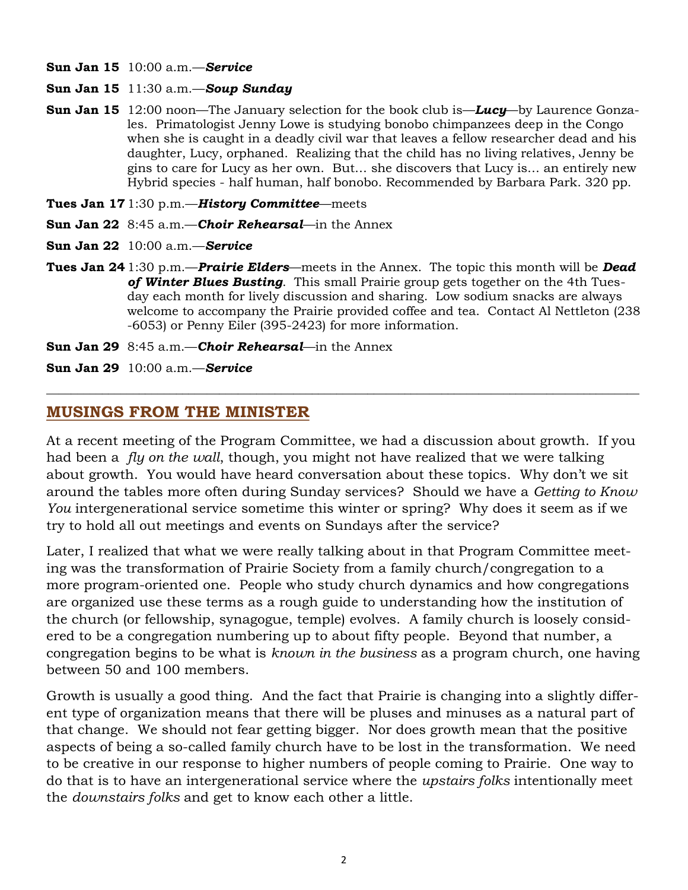**Sun Jan 15** 10:00 a.m.—***Service***

**Sun Jan 15** 11:30 a.m.—***Soup Sunday***

**Sun Jan 15** 12:00 noon—The January selection for the book club is—***Lucy***—by Laurence Gonzales. Primatologist Jenny Lowe is studying bonobo chimpanzees deep in the Congo when she is caught in a deadly civil war that leaves a fellow researcher dead and his daughter, Lucy, orphaned. Realizing that the child has no living relatives, Jenny begins to care for Lucy as her own. But… she discovers that Lucy is… an entirely new Hybrid species - half human, half bonobo. Recommended by Barbara Park. 320 pp.

**Tues Jan 17** 1:30 p.m.—***History Committee***—meets

**Sun Jan 22** 8:45 a.m.—***Choir Rehearsal***—in the Annex

**Sun Jan 22** 10:00 a.m.—***Service***

**Tues Jan 24** 1:30 p.m.—***Prairie Elders***—meets in the Annex. The topic this month will be ***Dead of Winter Blues Busting***. This small Prairie group gets together on the 4th Tuesday each month for lively discussion and sharing. Low sodium snacks are always welcome to accompany the Prairie provided coffee and tea. Contact Al Nettleton (238-6053) or Penny Eiler (395-2423) for more information.

**Sun Jan 29** 8:45 a.m.—***Choir Rehearsal***—in the Annex

**Sun Jan 29** 10:00 a.m.—***Service***

---

## MUSINGS FROM THE MINISTER

At a recent meeting of the Program Committee, we had a discussion about growth. If you had been a *fly on the wall*, though, you might not have realized that we were talking about growth. You would have heard conversation about these topics. Why don't we sit around the tables more often during Sunday services? Should we have a *Getting to Know You* intergenerational service sometime this winter or spring? Why does it seem as if we try to hold all out meetings and events on Sundays after the service?

Later, I realized that what we were really talking about in that Program Committee meeting was the transformation of Prairie Society from a family church/congregation to a more program-oriented one. People who study church dynamics and how congregations are organized use these terms as a rough guide to understanding how the institution of the church (or fellowship, synagogue, temple) evolves. A family church is loosely considered to be a congregation numbering up to about fifty people. Beyond that number, a congregation begins to be what is *known in the business* as a program church, one having between 50 and 100 members.

Growth is usually a good thing. And the fact that Prairie is changing into a slightly different type of organization means that there will be pluses and minuses as a natural part of that change. We should not fear getting bigger. Nor does growth mean that the positive aspects of being a so-called family church have to be lost in the transformation. We need to be creative in our response to higher numbers of people coming to Prairie. One way to do that is to have an intergenerational service where the *upstairs folks* intentionally meet the *downstairs folks* and get to know each other a little.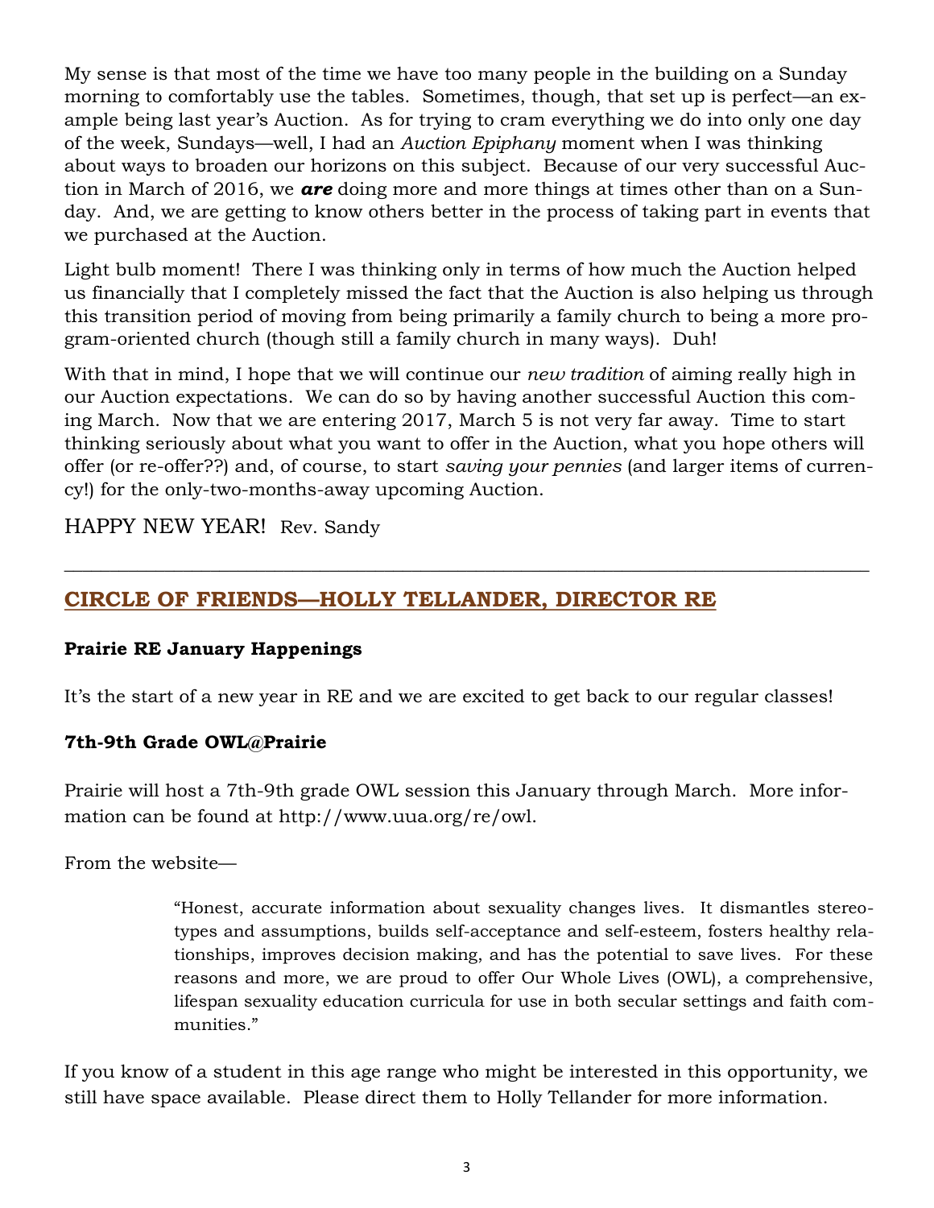My sense is that most of the time we have too many people in the building on a Sunday morning to comfortably use the tables. Sometimes, though, that set up is perfect—an example being last year's Auction. As for trying to cram everything we do into only one day of the week, Sundays—well, I had an *Auction Epiphany* moment when I was thinking about ways to broaden our horizons on this subject. Because of our very successful Auction in March of 2016, we ***are*** doing more and more things at times other than on a Sunday. And, we are getting to know others better in the process of taking part in events that we purchased at the Auction.

Light bulb moment! There I was thinking only in terms of how much the Auction helped us financially that I completely missed the fact that the Auction is also helping us through this transition period of moving from being primarily a family church to being a more program-oriented church (though still a family church in many ways). Duh!

With that in mind, I hope that we will continue our *new tradition* of aiming really high in our Auction expectations. We can do so by having another successful Auction this coming March. Now that we are entering 2017, March 5 is not very far away. Time to start thinking seriously about what you want to offer in the Auction, what you hope others will offer (or re-offer??) and, of course, to start *saving your pennies* (and larger items of currency!) for the only-two-months-away upcoming Auction.

HAPPY NEW YEAR! Rev. Sandy

---

## CIRCLE OF FRIENDS—HOLLY TELLANDER, DIRECTOR RE

**Prairie RE January Happenings**

It's the start of a new year in RE and we are excited to get back to our regular classes!

**7th-9th Grade OWL@Prairie**

Prairie will host a 7th-9th grade OWL session this January through March. More information can be found at http://www.uua.org/re/owl.

From the website—

> "Honest, accurate information about sexuality changes lives. It dismantles stereotypes and assumptions, builds self-acceptance and self-esteem, fosters healthy relationships, improves decision making, and has the potential to save lives. For these reasons and more, we are proud to offer Our Whole Lives (OWL), a comprehensive, lifespan sexuality education curricula for use in both secular settings and faith communities."

If you know of a student in this age range who might be interested in this opportunity, we still have space available. Please direct them to Holly Tellander for more information.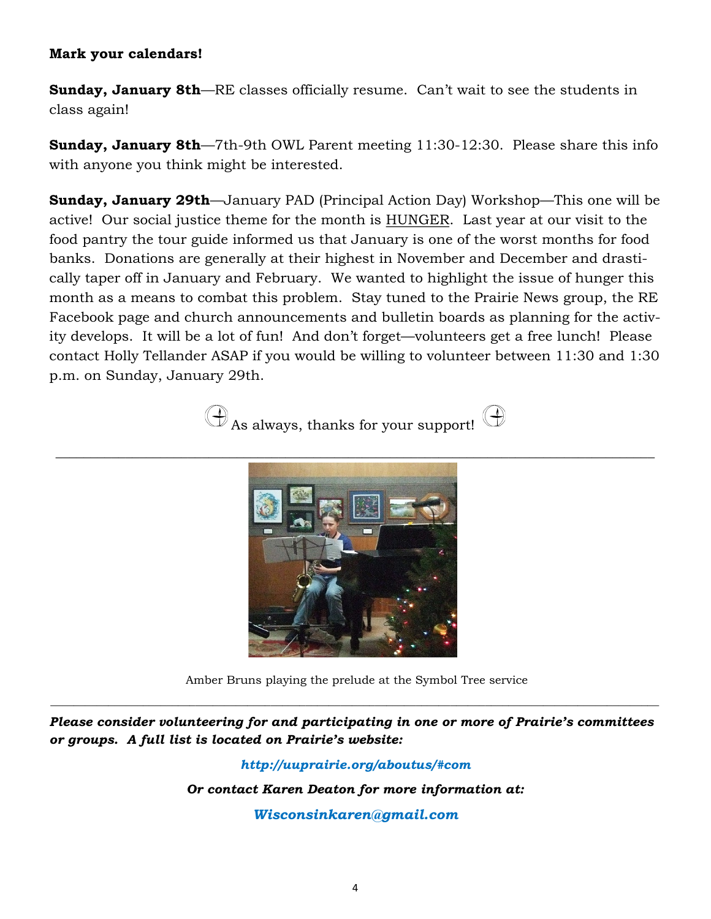**Mark your calendars!**

**Sunday, January 8th**—RE classes officially resume. Can't wait to see the students in class again!

**Sunday, January 8th**—7th-9th OWL Parent meeting 11:30-12:30. Please share this info with anyone you think might be interested.

**Sunday, January 29th**—January PAD (Principal Action Day) Workshop—This one will be active! Our social justice theme for the month is HUNGER. Last year at our visit to the food pantry the tour guide informed us that January is one of the worst months for food banks. Donations are generally at their highest in November and December and drastically taper off in January and February. We wanted to highlight the issue of hunger this month as a means to combat this problem. Stay tuned to the Prairie News group, the RE Facebook page and church announcements and bulletin boards as planning for the activity develops. It will be a lot of fun! And don't forget—volunteers get a free lunch! Please contact Holly Tellander ASAP if you would be willing to volunteer between 11:30 and 1:30 p.m. on Sunday, January 29th.

As always, thanks for your support!

---

Amber Bruns playing the prelude at the Symbol Tree service

---

***Please consider volunteering for and participating in one or more of Prairie's committees or groups. A full list is located on Prairie's website:***

***http://uuprairie.org/aboutus/#com***

***Or contact Karen Deaton for more information at:***

***Wisconsinkaren@gmail.com***